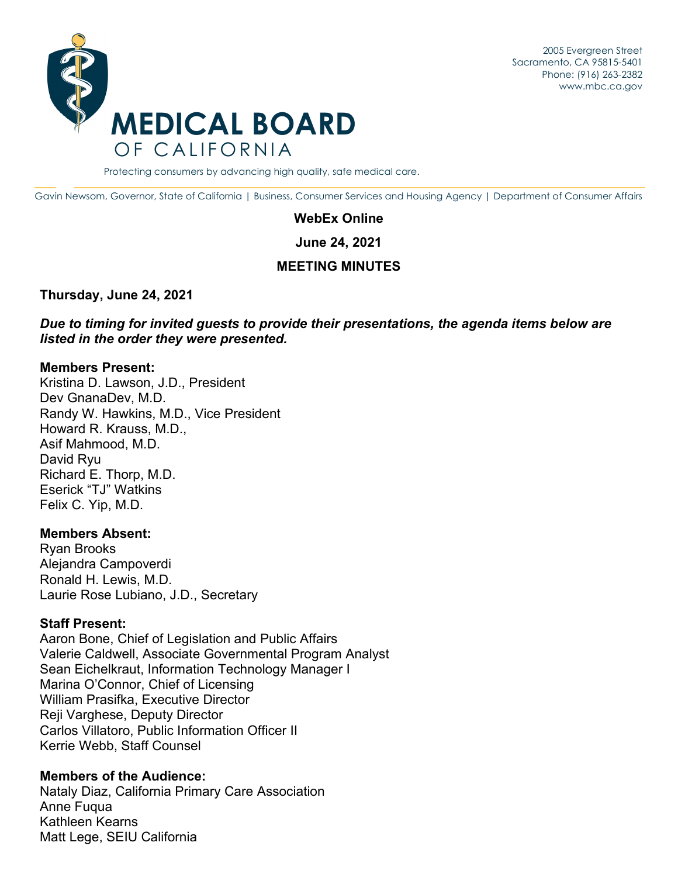2005 Evergreen Street
Sacramento, CA 95815-5401
Phone: (916) 263-2382
www.mbc.ca.gov

# MEDICAL BOARD OF CALIFORNIA

Protecting consumers by advancing high quality, safe medical care.

Gavin Newsom, Governor, State of California | Business, Consumer Services and Housing Agency | Department of Consumer Affairs

**WebEx Online**

**June 24, 2021**

**MEETING MINUTES**

**Thursday, June 24, 2021**

***Due to timing for invited guests to provide their presentations, the agenda items below are listed in the order they were presented.***

**Members Present:**
Kristina D. Lawson, J.D., President
Dev GnanaDev, M.D.
Randy W. Hawkins, M.D., Vice President
Howard R. Krauss, M.D.,
Asif Mahmood, M.D.
David Ryu
Richard E. Thorp, M.D.
Eserick "TJ" Watkins
Felix C. Yip, M.D.

**Members Absent:**
Ryan Brooks
Alejandra Campoverdi
Ronald H. Lewis, M.D.
Laurie Rose Lubiano, J.D., Secretary

**Staff Present:**
Aaron Bone, Chief of Legislation and Public Affairs
Valerie Caldwell, Associate Governmental Program Analyst
Sean Eichelkraut, Information Technology Manager I
Marina O'Connor, Chief of Licensing
William Prasifka, Executive Director
Reji Varghese, Deputy Director
Carlos Villatoro, Public Information Officer II
Kerrie Webb, Staff Counsel

**Members of the Audience:**
Nataly Diaz, California Primary Care Association
Anne Fuqua
Kathleen Kearns
Matt Lege, SEIU California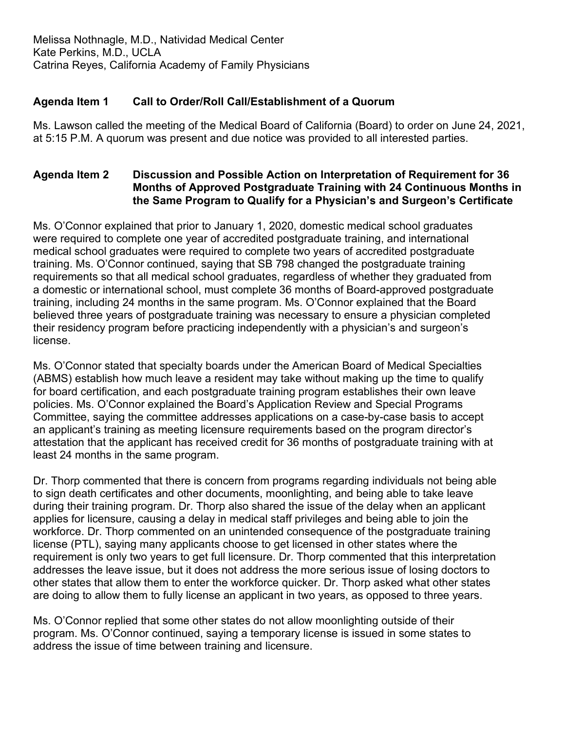Melissa Nothnagle, M.D., Natividad Medical Center
Kate Perkins, M.D., UCLA
Catrina Reyes, California Academy of Family Physicians

**Agenda Item 1 Call to Order/Roll Call/Establishment of a Quorum**

Ms. Lawson called the meeting of the Medical Board of California (Board) to order on June 24, 2021, at 5:15 P.M. A quorum was present and due notice was provided to all interested parties.

**Agenda Item 2 Discussion and Possible Action on Interpretation of Requirement for 36 Months of Approved Postgraduate Training with 24 Continuous Months in the Same Program to Qualify for a Physician's and Surgeon's Certificate**

Ms. O'Connor explained that prior to January 1, 2020, domestic medical school graduates were required to complete one year of accredited postgraduate training, and international medical school graduates were required to complete two years of accredited postgraduate training. Ms. O'Connor continued, saying that SB 798 changed the postgraduate training requirements so that all medical school graduates, regardless of whether they graduated from a domestic or international school, must complete 36 months of Board-approved postgraduate training, including 24 months in the same program. Ms. O'Connor explained that the Board believed three years of postgraduate training was necessary to ensure a physician completed their residency program before practicing independently with a physician's and surgeon's license.

Ms. O'Connor stated that specialty boards under the American Board of Medical Specialties (ABMS) establish how much leave a resident may take without making up the time to qualify for board certification, and each postgraduate training program establishes their own leave policies. Ms. O'Connor explained the Board's Application Review and Special Programs Committee, saying the committee addresses applications on a case-by-case basis to accept an applicant's training as meeting licensure requirements based on the program director's attestation that the applicant has received credit for 36 months of postgraduate training with at least 24 months in the same program.

Dr. Thorp commented that there is concern from programs regarding individuals not being able to sign death certificates and other documents, moonlighting, and being able to take leave during their training program. Dr. Thorp also shared the issue of the delay when an applicant applies for licensure, causing a delay in medical staff privileges and being able to join the workforce. Dr. Thorp commented on an unintended consequence of the postgraduate training license (PTL), saying many applicants choose to get licensed in other states where the requirement is only two years to get full licensure. Dr. Thorp commented that this interpretation addresses the leave issue, but it does not address the more serious issue of losing doctors to other states that allow them to enter the workforce quicker. Dr. Thorp asked what other states are doing to allow them to fully license an applicant in two years, as opposed to three years.

Ms. O'Connor replied that some other states do not allow moonlighting outside of their program. Ms. O'Connor continued, saying a temporary license is issued in some states to address the issue of time between training and licensure.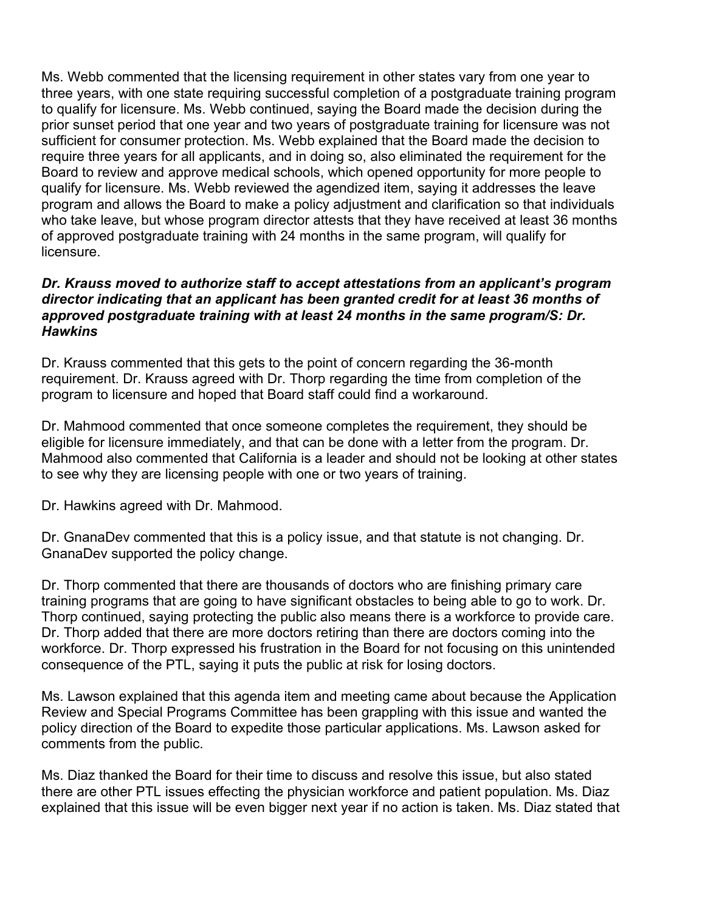Ms. Webb commented that the licensing requirement in other states vary from one year to three years, with one state requiring successful completion of a postgraduate training program to qualify for licensure. Ms. Webb continued, saying the Board made the decision during the prior sunset period that one year and two years of postgraduate training for licensure was not sufficient for consumer protection. Ms. Webb explained that the Board made the decision to require three years for all applicants, and in doing so, also eliminated the requirement for the Board to review and approve medical schools, which opened opportunity for more people to qualify for licensure. Ms. Webb reviewed the agendized item, saying it addresses the leave program and allows the Board to make a policy adjustment and clarification so that individuals who take leave, but whose program director attests that they have received at least 36 months of approved postgraduate training with 24 months in the same program, will qualify for licensure.

***Dr. Krauss moved to authorize staff to accept attestations from an applicant's program director indicating that an applicant has been granted credit for at least 36 months of approved postgraduate training with at least 24 months in the same program/S: Dr. Hawkins***

Dr. Krauss commented that this gets to the point of concern regarding the 36-month requirement. Dr. Krauss agreed with Dr. Thorp regarding the time from completion of the program to licensure and hoped that Board staff could find a workaround.

Dr. Mahmood commented that once someone completes the requirement, they should be eligible for licensure immediately, and that can be done with a letter from the program. Dr. Mahmood also commented that California is a leader and should not be looking at other states to see why they are licensing people with one or two years of training.

Dr. Hawkins agreed with Dr. Mahmood.

Dr. GnanaDev commented that this is a policy issue, and that statute is not changing. Dr. GnanaDev supported the policy change.

Dr. Thorp commented that there are thousands of doctors who are finishing primary care training programs that are going to have significant obstacles to being able to go to work. Dr. Thorp continued, saying protecting the public also means there is a workforce to provide care. Dr. Thorp added that there are more doctors retiring than there are doctors coming into the workforce. Dr. Thorp expressed his frustration in the Board for not focusing on this unintended consequence of the PTL, saying it puts the public at risk for losing doctors.

Ms. Lawson explained that this agenda item and meeting came about because the Application Review and Special Programs Committee has been grappling with this issue and wanted the policy direction of the Board to expedite those particular applications. Ms. Lawson asked for comments from the public.

Ms. Diaz thanked the Board for their time to discuss and resolve this issue, but also stated there are other PTL issues effecting the physician workforce and patient population. Ms. Diaz explained that this issue will be even bigger next year if no action is taken. Ms. Diaz stated that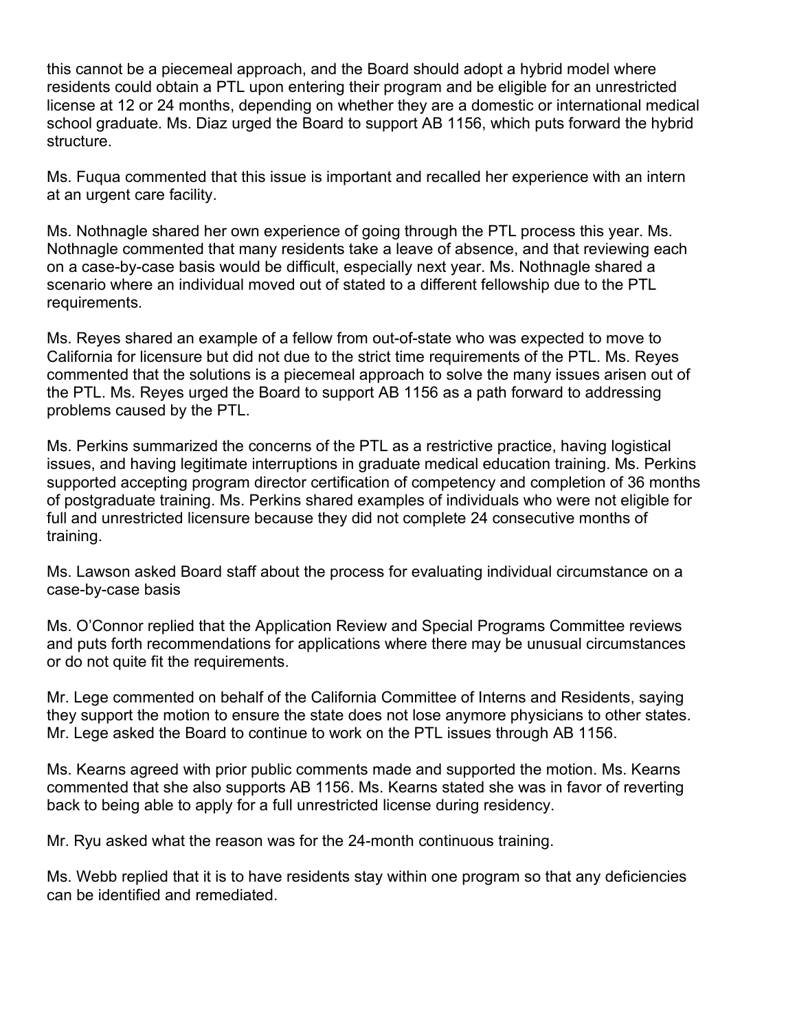this cannot be a piecemeal approach, and the Board should adopt a hybrid model where residents could obtain a PTL upon entering their program and be eligible for an unrestricted license at 12 or 24 months, depending on whether they are a domestic or international medical school graduate. Ms. Diaz urged the Board to support AB 1156, which puts forward the hybrid structure.

Ms. Fuqua commented that this issue is important and recalled her experience with an intern at an urgent care facility.

Ms. Nothnagle shared her own experience of going through the PTL process this year. Ms. Nothnagle commented that many residents take a leave of absence, and that reviewing each on a case-by-case basis would be difficult, especially next year. Ms. Nothnagle shared a scenario where an individual moved out of stated to a different fellowship due to the PTL requirements.

Ms. Reyes shared an example of a fellow from out-of-state who was expected to move to California for licensure but did not due to the strict time requirements of the PTL. Ms. Reyes commented that the solutions is a piecemeal approach to solve the many issues arisen out of the PTL. Ms. Reyes urged the Board to support AB 1156 as a path forward to addressing problems caused by the PTL.

Ms. Perkins summarized the concerns of the PTL as a restrictive practice, having logistical issues, and having legitimate interruptions in graduate medical education training. Ms. Perkins supported accepting program director certification of competency and completion of 36 months of postgraduate training. Ms. Perkins shared examples of individuals who were not eligible for full and unrestricted licensure because they did not complete 24 consecutive months of training.

Ms. Lawson asked Board staff about the process for evaluating individual circumstance on a case-by-case basis

Ms. O'Connor replied that the Application Review and Special Programs Committee reviews and puts forth recommendations for applications where there may be unusual circumstances or do not quite fit the requirements.

Mr. Lege commented on behalf of the California Committee of Interns and Residents, saying they support the motion to ensure the state does not lose anymore physicians to other states. Mr. Lege asked the Board to continue to work on the PTL issues through AB 1156.

Ms. Kearns agreed with prior public comments made and supported the motion. Ms. Kearns commented that she also supports AB 1156. Ms. Kearns stated she was in favor of reverting back to being able to apply for a full unrestricted license during residency.

Mr. Ryu asked what the reason was for the 24-month continuous training.

Ms. Webb replied that it is to have residents stay within one program so that any deficiencies can be identified and remediated.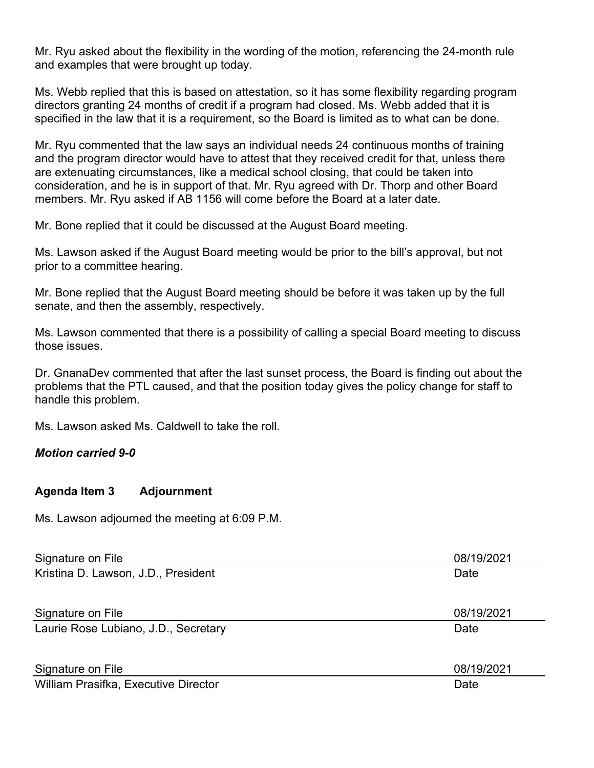Mr. Ryu asked about the flexibility in the wording of the motion, referencing the 24-month rule and examples that were brought up today.

Ms. Webb replied that this is based on attestation, so it has some flexibility regarding program directors granting 24 months of credit if a program had closed. Ms. Webb added that it is specified in the law that it is a requirement, so the Board is limited as to what can be done.

Mr. Ryu commented that the law says an individual needs 24 continuous months of training and the program director would have to attest that they received credit for that, unless there are extenuating circumstances, like a medical school closing, that could be taken into consideration, and he is in support of that. Mr. Ryu agreed with Dr. Thorp and other Board members. Mr. Ryu asked if AB 1156 will come before the Board at a later date.

Mr. Bone replied that it could be discussed at the August Board meeting.

Ms. Lawson asked if the August Board meeting would be prior to the bill's approval, but not prior to a committee hearing.

Mr. Bone replied that the August Board meeting should be before it was taken up by the full senate, and then the assembly, respectively.

Ms. Lawson commented that there is a possibility of calling a special Board meeting to discuss those issues.

Dr. GnanaDev commented that after the last sunset process, the Board is finding out about the problems that the PTL caused, and that the position today gives the policy change for staff to handle this problem.

Ms. Lawson asked Ms. Caldwell to take the roll.

***Motion carried 9-0***

**Agenda Item 3 Adjournment**

Ms. Lawson adjourned the meeting at 6:09 P.M.

| | |
|---|---|
| Signature on File | 08/19/2021 |
| Kristina D. Lawson, J.D., President | Date |
| Signature on File | 08/19/2021 |
| Laurie Rose Lubiano, J.D., Secretary | Date |
| Signature on File | 08/19/2021 |
| William Prasifka, Executive Director | Date |